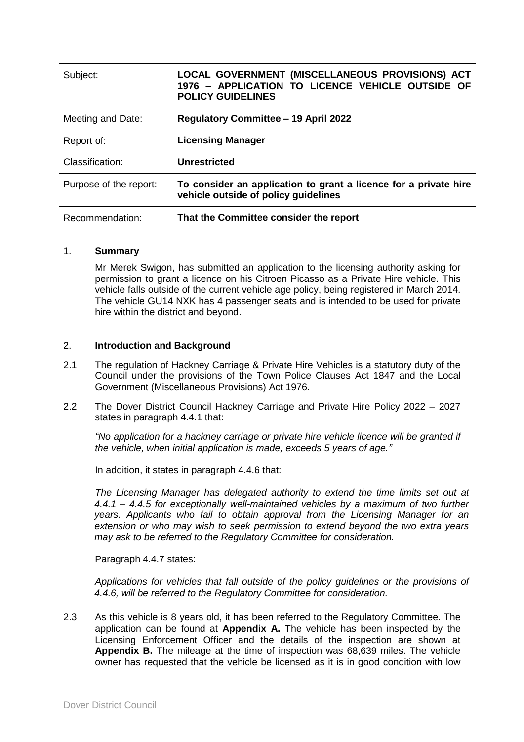| Subject: | **LOCAL GOVERNMENT (MISCELLANEOUS PROVISIONS) ACT 1976 – APPLICATION TO LICENCE VEHICLE OUTSIDE OF POLICY GUIDELINES** |
|---|---|
| Meeting and Date: | **Regulatory Committee – 19 April 2022** |
| Report of: | **Licensing Manager** |
| Classification: | **Unrestricted** |
| Purpose of the report: | **To consider an application to grant a licence for a private hire vehicle outside of policy guidelines** |
| Recommendation: | **That the Committee consider the report** |

## 1. **Summary**

Mr Merek Swigon, has submitted an application to the licensing authority asking for permission to grant a licence on his Citroen Picasso as a Private Hire vehicle. This vehicle falls outside of the current vehicle age policy, being registered in March 2014. The vehicle GU14 NXK has 4 passenger seats and is intended to be used for private hire within the district and beyond.

## 2. **Introduction and Background**

2.1 The regulation of Hackney Carriage & Private Hire Vehicles is a statutory duty of the Council under the provisions of the Town Police Clauses Act 1847 and the Local Government (Miscellaneous Provisions) Act 1976.

2.2 The Dover District Council Hackney Carriage and Private Hire Policy 2022 – 2027 states in paragraph 4.4.1 that:

*"No application for a hackney carriage or private hire vehicle licence will be granted if the vehicle, when initial application is made, exceeds 5 years of age."*

In addition, it states in paragraph 4.4.6 that:

*The Licensing Manager has delegated authority to extend the time limits set out at 4.4.1 – 4.4.5 for exceptionally well-maintained vehicles by a maximum of two further years. Applicants who fail to obtain approval from the Licensing Manager for an extension or who may wish to seek permission to extend beyond the two extra years may ask to be referred to the Regulatory Committee for consideration.*

Paragraph 4.4.7 states:

*Applications for vehicles that fall outside of the policy guidelines or the provisions of 4.4.6, will be referred to the Regulatory Committee for consideration.*

2.3 As this vehicle is 8 years old, it has been referred to the Regulatory Committee. The application can be found at **Appendix A.** The vehicle has been inspected by the Licensing Enforcement Officer and the details of the inspection are shown at **Appendix B.** The mileage at the time of inspection was 68,639 miles. The vehicle owner has requested that the vehicle be licensed as it is in good condition with low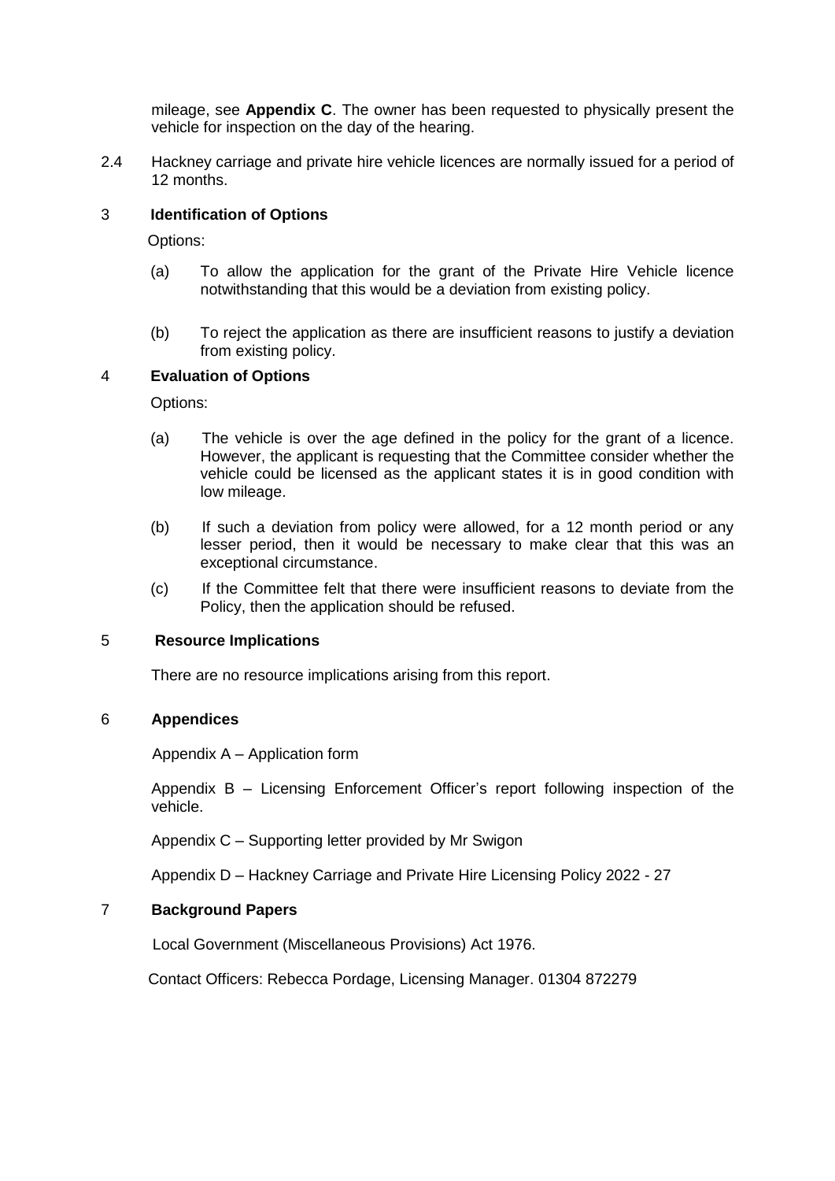mileage, see **Appendix C**. The owner has been requested to physically present the vehicle for inspection on the day of the hearing.

2.4 Hackney carriage and private hire vehicle licences are normally issued for a period of 12 months.

## 3 Identification of Options

Options:

(a) To allow the application for the grant of the Private Hire Vehicle licence notwithstanding that this would be a deviation from existing policy.

(b) To reject the application as there are insufficient reasons to justify a deviation from existing policy.

## 4 Evaluation of Options

Options:

(a) The vehicle is over the age defined in the policy for the grant of a licence. However, the applicant is requesting that the Committee consider whether the vehicle could be licensed as the applicant states it is in good condition with low mileage.

(b) If such a deviation from policy were allowed, for a 12 month period or any lesser period, then it would be necessary to make clear that this was an exceptional circumstance.

(c) If the Committee felt that there were insufficient reasons to deviate from the Policy, then the application should be refused.

## 5 Resource Implications

There are no resource implications arising from this report.

## 6 Appendices

Appendix A – Application form

Appendix B – Licensing Enforcement Officer's report following inspection of the vehicle.

Appendix C – Supporting letter provided by Mr Swigon

Appendix D – Hackney Carriage and Private Hire Licensing Policy 2022 - 27

## 7 Background Papers

Local Government (Miscellaneous Provisions) Act 1976.

Contact Officers: Rebecca Pordage, Licensing Manager. 01304 872279